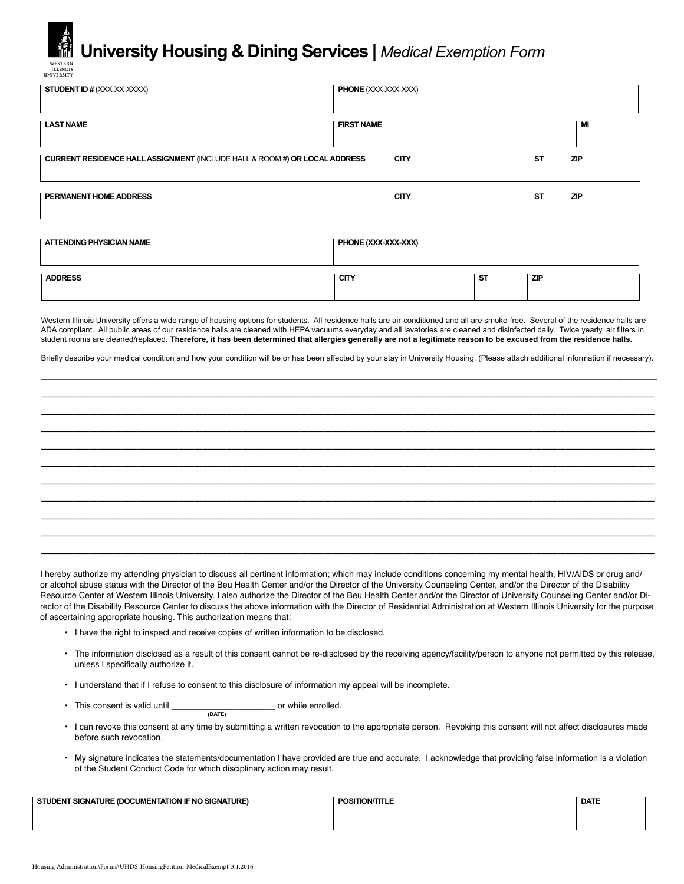# University Housing & Dining Services | *Medical Exemption Form*

| **STUDENT ID #** (XXX-XX-XXXX) | **PHONE** (XXX-XXX-XXX) | |
|---|---|---|
| | | |
| **LAST NAME** | **FIRST NAME** | **MI** |
| | | |

| **CURRENT RESIDENCE HALL ASSIGNMENT (**INCLUDE HALL & ROOM #**) OR LOCAL ADDRESS** | **CITY** | **ST** | **ZIP** |
|---|---|---|---|
| | | | |
| **PERMANENT HOME ADDRESS** | **CITY** | **ST** | **ZIP** |
| | | | |

| **ATTENDING PHYSICIAN NAME** | **PHONE (XXX-XXX-XXX)** | | |
|---|---|---|---|
| | | | |
| **ADDRESS** | **CITY** | **ST** | **ZIP** |
| | | | |

Western Illinois University offers a wide range of housing options for students. All residence halls are air-conditioned and all are smoke-free. Several of the residence halls are ADA compliant. All public areas of our residence halls are cleaned with HEPA vacuums everyday and all lavatories are cleaned and disinfected daily. Twice yearly, air filters in student rooms are cleaned/replaced. **Therefore, it has been determined that allergies generally are not a legitimate reason to be excused from the residence halls.**

Briefly describe your medical condition and how your condition will be or has been affected by your stay in University Housing. (Please attach additional information if necessary).

_______________________________________________________________________________

_______________________________________________________________________________

_______________________________________________________________________________

_______________________________________________________________________________

_______________________________________________________________________________

_______________________________________________________________________________

_______________________________________________________________________________

_______________________________________________________________________________

_______________________________________________________________________________

_______________________________________________________________________________

_______________________________________________________________________________

I hereby authorize my attending physician to discuss all pertinent information; which may include conditions concerning my mental health, HIV/AIDS or drug and/or alcohol abuse status with the Director of the Beu Health Center and/or the Director of the University Counseling Center, and/or the Director of the Disability Resource Center at Western Illinois University. I also authorize the Director of the Beu Health Center and/or the Director of University Counseling Center and/or Director of the Disability Resource Center to discuss the above information with the Director of Residential Administration at Western Illinois University for the purpose of ascertaining appropriate housing. This authorization means that:

- I have the right to inspect and receive copies of written information to be disclosed.
- The information disclosed as a result of this consent cannot be re-disclosed by the receiving agency/facility/person to anyone not permitted by this release, unless I specifically authorize it.
- I understand that if I refuse to consent to this disclosure of information my appeal will be incomplete.
- This consent is valid until ______________________ (DATE) or while enrolled.
- I can revoke this consent at any time by submitting a written revocation to the appropriate person. Revoking this consent will not affect disclosures made before such revocation.
- My signature indicates the statements/documentation I have provided are true and accurate. I acknowledge that providing false information is a violation of the Student Conduct Code for which disciplinary action may result.

| **STUDENT SIGNATURE (DOCUMENTATION IF NO SIGNATURE)** | **POSITION/TITLE** | **DATE** |
|---|---|---|
| | | |

Housing Administration\Forms\UHDS-HousingPetition-MedicalExempt-3.1.2016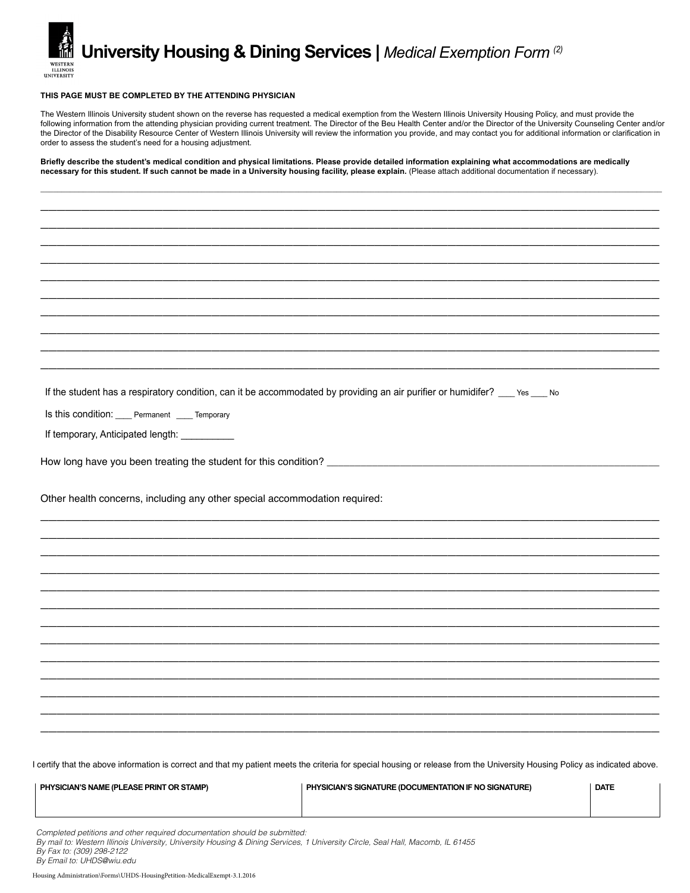# University Housing & Dining Services | *Medical Exemption Form (2)*

**THIS PAGE MUST BE COMPLETED BY THE ATTENDING PHYSICIAN**

The Western Illinois University student shown on the reverse has requested a medical exemption from the Western Illinois University Housing Policy, and must provide the following information from the attending physician providing current treatment. The Director of the Beu Health Center and/or the Director of the University Counseling Center and/or the Director of the Disability Resource Center of Western Illinois University will review the information you provide, and may contact you for additional information or clarification in order to assess the student's need for a housing adjustment.

**Briefly describe the student's medical condition and physical limitations. Please provide detailed information explaining what accommodations are medically necessary for this student. If such cannot be made in a University housing facility, please explain.** (Please attach additional documentation if necessary).

______________________________________________________________________________

______________________________________________________________________________

______________________________________________________________________________

______________________________________________________________________________

______________________________________________________________________________

______________________________________________________________________________

______________________________________________________________________________

______________________________________________________________________________

______________________________________________________________________________

______________________________________________________________________________

If the student has a respiratory condition, can it be accommodated by providing an air purifier or humidifer? ____ Yes ____ No

Is this condition: ____ Permanent ____ Temporary

If temporary, Anticipated length: __________

How long have you been treating the student for this condition? ______________________________

Other health concerns, including any other special accommodation required:

______________________________________________________________________________

______________________________________________________________________________

______________________________________________________________________________

______________________________________________________________________________

______________________________________________________________________________

______________________________________________________________________________

______________________________________________________________________________

______________________________________________________________________________

______________________________________________________________________________

______________________________________________________________________________

______________________________________________________________________________

______________________________________________________________________________

______________________________________________________________________________

I certify that the above information is correct and that my patient meets the criteria for special housing or release from the University Housing Policy as indicated above.

| PHYSICIAN'S NAME (PLEASE PRINT OR STAMP) | PHYSICIAN'S SIGNATURE (DOCUMENTATION IF NO SIGNATURE) | DATE |
| --- | --- | --- |
| | | |

*Completed petitions and other required documentation should be submitted:*
*By mail to: Western Illinois University, University Housing & Dining Services, 1 University Circle, Seal Hall, Macomb, IL 61455*
*By Fax to: (309) 298-2122*
*By Email to: UHDS@wiu.edu*

Housing Administration\Forms\UHDS-HousingPetition-MedicalExempt-3.1.2016